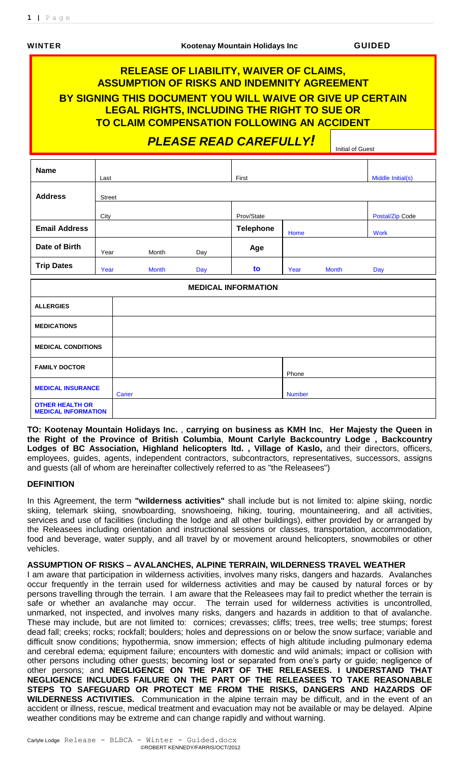WINTER | Kootenay Mountain Holidays Inc | GUIDED

# RELEASE OF LIABILITY, WAIVER OF CLAIMS, ASSUMPTION OF RISKS AND INDEMNITY AGREEMENT

## BY SIGNING THIS DOCUMENT YOU WILL WAIVE OR GIVE UP CERTAIN LEGAL RIGHTS, INCLUDING THE RIGHT TO SUE OR TO CLAIM COMPENSATION FOLLOWING AN ACCIDENT

## *PLEASE READ CAREFULLY!*

Initial of Guest

| **Name** | Last | | | First | | | Middle Initial(s) |
|---|---|---|---|---|---|---|---|
| **Address** | Street | | | | | | |
| | City | | | Prov/State | | | Postal/Zip Code |
| **Email Address** | | | | **Telephone** | Home | | Work |
| **Date of Birth** | Year | Month | Day | **Age** | | | |
| **Trip Dates** | Year | Month | Day | **to** | Year | Month | Day |

| **MEDICAL INFORMATION** | | |
|---|---|---|
| **ALLERGIES** | | |
| **MEDICATIONS** | | |
| **MEDICAL CONDITIONS** | | |
| **FAMILY DOCTOR** | | Phone |
| **MEDICAL INSURANCE** | Carier | Number |
| **OTHER HEALTH OR MEDICAL INFORMATION** | | |

**TO: Kootenay Mountain Holidays Inc.** , **carrying on business as KMH Inc**, **Her Majesty the Queen in the Right of the Province of British Columbia**, **Mount Carlyle Backcountry Lodge , Backcountry Lodges of BC Association, Highland helicopters ltd. , Village of Kaslo,** and their directors, officers, employees, guides, agents, independent contractors, subcontractors, representatives, successors, assigns and guests (all of whom are hereinafter collectively referred to as "the Releasees")

### DEFINITION

In this Agreement, the term **"wilderness activities"** shall include but is not limited to: alpine skiing, nordic skiing, telemark skiing, snowboarding, snowshoeing, hiking, touring, mountaineering, and all activities, services and use of facilities (including the lodge and all other buildings), either provided by or arranged by the Releasees including orientation and instructional sessions or classes, transportation, accommodation, food and beverage, water supply, and all travel by or movement around helicopters, snowmobiles or other vehicles.

### ASSUMPTION OF RISKS – AVALANCHES, ALPINE TERRAIN, WILDERNESS TRAVEL WEATHER

I am aware that participation in wilderness activities, involves many risks, dangers and hazards. Avalanches occur frequently in the terrain used for wilderness activities and may be caused by natural forces or by persons travelling through the terrain. I am aware that the Releasees may fail to predict whether the terrain is safe or whether an avalanche may occur. The terrain used for wilderness activities is uncontrolled, unmarked, not inspected, and involves many risks, dangers and hazards in addition to that of avalanche. These may include, but are not limited to: cornices; crevasses; cliffs; trees, tree wells; tree stumps; forest dead fall; creeks; rocks; rockfall; boulders; holes and depressions on or below the snow surface; variable and difficult snow conditions; hypothermia, snow immersion; effects of high altitude including pulmonary edema and cerebral edema; equipment failure; encounters with domestic and wild animals; impact or collision with other persons including other guests; becoming lost or separated from one's party or guide; negligence of other persons; and **NEGLIGENCE ON THE PART OF THE RELEASEES. I UNDERSTAND THAT NEGLIGENCE INCLUDES FAILURE ON THE PART OF THE RELEASEES TO TAKE REASONABLE STEPS TO SAFEGUARD OR PROTECT ME FROM THE RISKS, DANGERS AND HAZARDS OF WILDERNESS ACTIVITIES.** Communication in the alpine terrain may be difficult, and in the event of an accident or illness, rescue, medical treatment and evacuation may not be available or may be delayed. Alpine weather conditions may be extreme and can change rapidly and without warning.

Carlyle Lodge Release - BLBCA - Winter - Guided.docx
©ROBERT KENNEDY/FARRIS/OCT/2012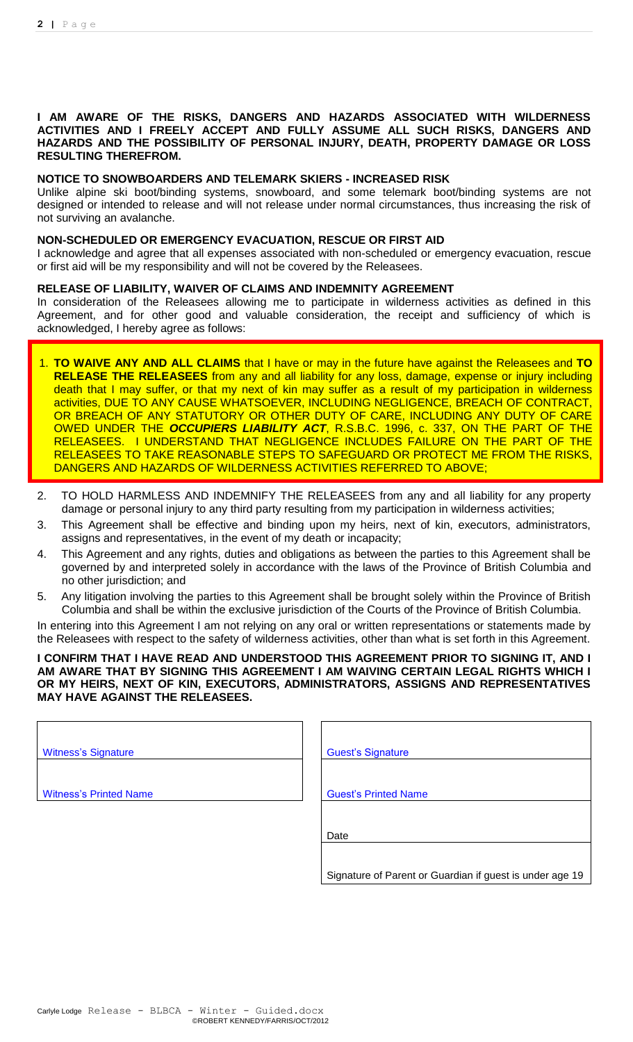**I AM AWARE OF THE RISKS, DANGERS AND HAZARDS ASSOCIATED WITH WILDERNESS ACTIVITIES AND I FREELY ACCEPT AND FULLY ASSUME ALL SUCH RISKS, DANGERS AND HAZARDS AND THE POSSIBILITY OF PERSONAL INJURY, DEATH, PROPERTY DAMAGE OR LOSS RESULTING THEREFROM.**

**NOTICE TO SNOWBOARDERS AND TELEMARK SKIERS - INCREASED RISK**

Unlike alpine ski boot/binding systems, snowboard, and some telemark boot/binding systems are not designed or intended to release and will not release under normal circumstances, thus increasing the risk of not surviving an avalanche.

**NON-SCHEDULED OR EMERGENCY EVACUATION, RESCUE OR FIRST AID**

I acknowledge and agree that all expenses associated with non-scheduled or emergency evacuation, rescue or first aid will be my responsibility and will not be covered by the Releasees.

**RELEASE OF LIABILITY, WAIVER OF CLAIMS AND INDEMNITY AGREEMENT**

In consideration of the Releasees allowing me to participate in wilderness activities as defined in this Agreement, and for other good and valuable consideration, the receipt and sufficiency of which is acknowledged, I hereby agree as follows:

1. **TO WAIVE ANY AND ALL CLAIMS** that I have or may in the future have against the Releasees and **TO RELEASE THE RELEASEES** from any and all liability for any loss, damage, expense or injury including death that I may suffer, or that my next of kin may suffer as a result of my participation in wilderness activities, DUE TO ANY CAUSE WHATSOEVER, INCLUDING NEGLIGENCE, BREACH OF CONTRACT, OR BREACH OF ANY STATUTORY OR OTHER DUTY OF CARE, INCLUDING ANY DUTY OF CARE OWED UNDER THE ***OCCUPIERS LIABILITY ACT***, R.S.B.C. 1996, c. 337, ON THE PART OF THE RELEASEES. I UNDERSTAND THAT NEGLIGENCE INCLUDES FAILURE ON THE PART OF THE RELEASEES TO TAKE REASONABLE STEPS TO SAFEGUARD OR PROTECT ME FROM THE RISKS, DANGERS AND HAZARDS OF WILDERNESS ACTIVITIES REFERRED TO ABOVE;
2. TO HOLD HARMLESS AND INDEMNIFY THE RELEASEES from any and all liability for any property damage or personal injury to any third party resulting from my participation in wilderness activities;
3. This Agreement shall be effective and binding upon my heirs, next of kin, executors, administrators, assigns and representatives, in the event of my death or incapacity;
4. This Agreement and any rights, duties and obligations as between the parties to this Agreement shall be governed by and interpreted solely in accordance with the laws of the Province of British Columbia and no other jurisdiction; and
5. Any litigation involving the parties to this Agreement shall be brought solely within the Province of British Columbia and shall be within the exclusive jurisdiction of the Courts of the Province of British Columbia.

In entering into this Agreement I am not relying on any oral or written representations or statements made by the Releasees with respect to the safety of wilderness activities, other than what is set forth in this Agreement.

**I CONFIRM THAT I HAVE READ AND UNDERSTOOD THIS AGREEMENT PRIOR TO SIGNING IT, AND I AM AWARE THAT BY SIGNING THIS AGREEMENT I AM WAIVING CERTAIN LEGAL RIGHTS WHICH I OR MY HEIRS, NEXT OF KIN, EXECUTORS, ADMINISTRATORS, ASSIGNS AND REPRESENTATIVES MAY HAVE AGAINST THE RELEASEES.**

| | |
|---|---|
| Witness's Signature | Guest's Signature |
| Witness's Printed Name | Guest's Printed Name |
| | Date |
| | Signature of Parent or Guardian if guest is under age 19 |

Carlyle Lodge Release - BLBCA - Winter - Guided.docx

©ROBERT KENNEDY/FARRIS/OCT/2012